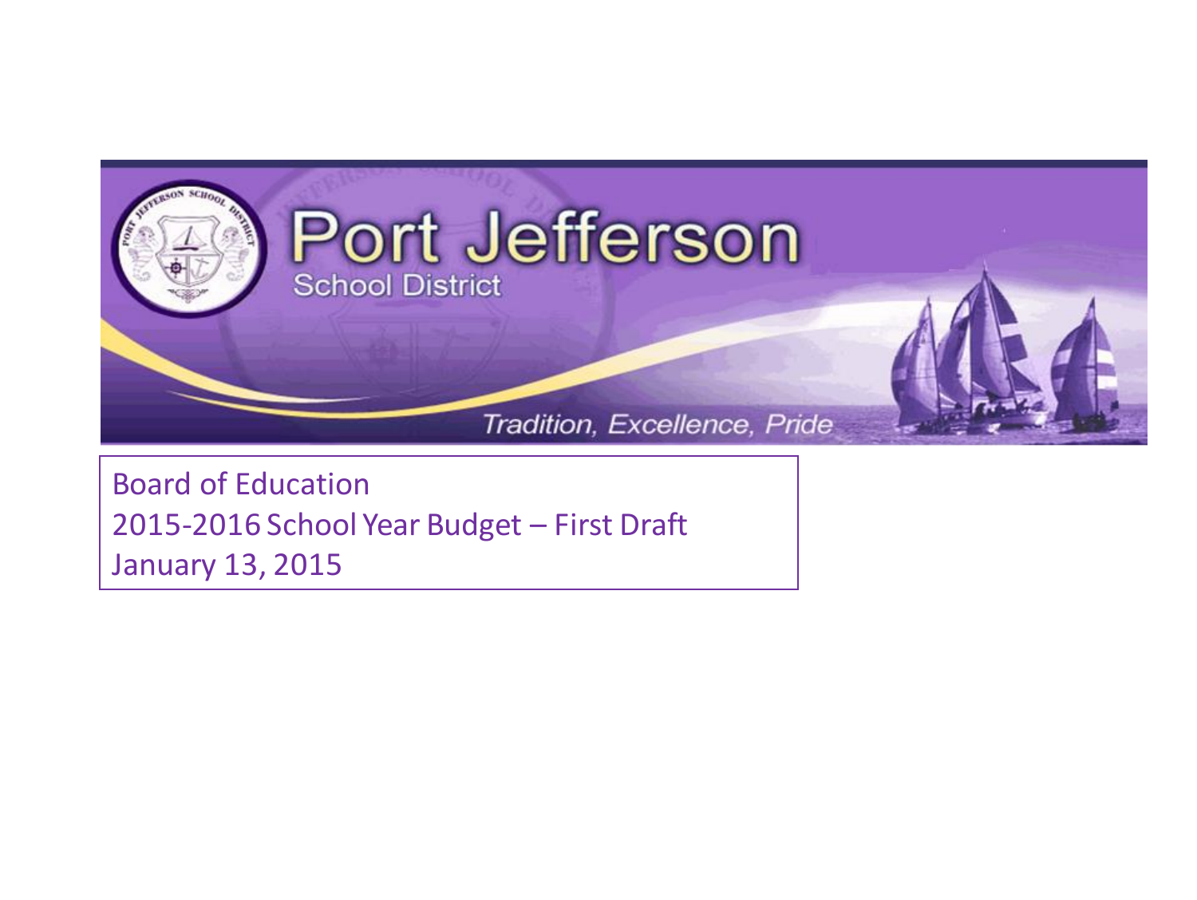# Port Jefferson

School District

*Tradition, Excellence, Pride*

Board of Education
2015-2016 School Year Budget – First Draft
January 13, 2015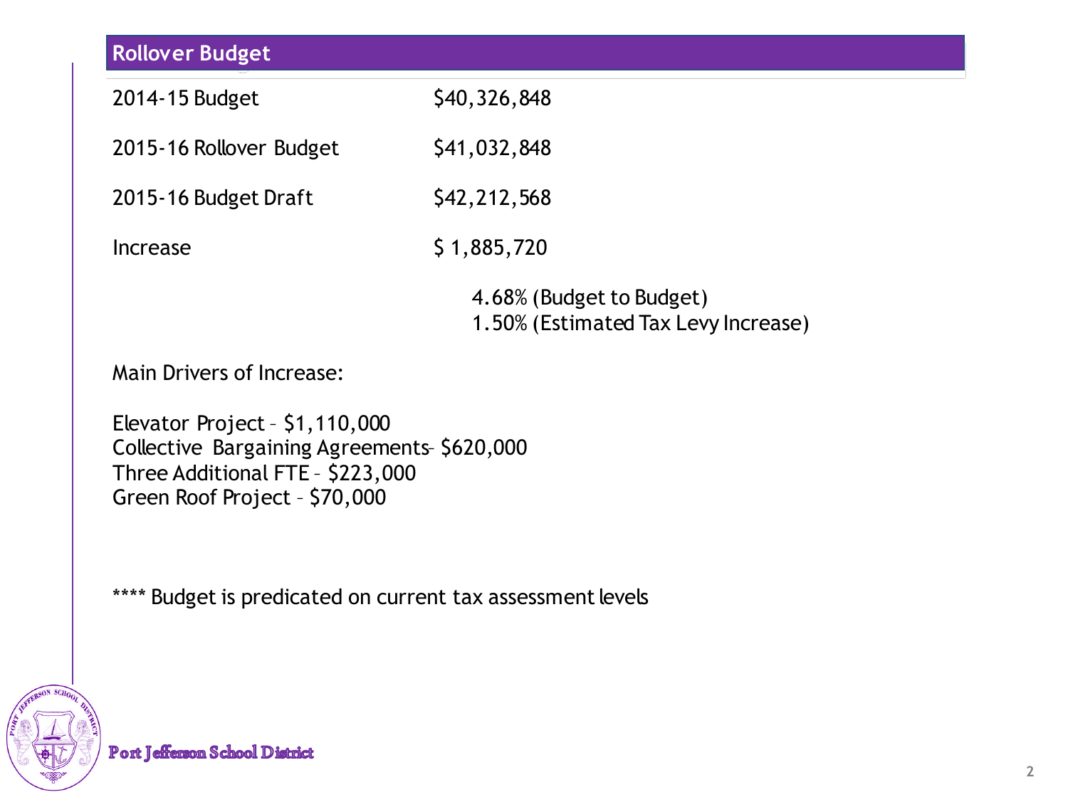## Rollover Budget

| | |
|---|---|
| 2014-15 Budget | $40,326,848 |
| 2015-16 Rollover Budget | $41,032,848 |
| 2015-16 Budget Draft | $42,212,568 |
| Increase | $ 1,885,720 |

4.68% (Budget to Budget)
1.50% (Estimated Tax Levy Increase)

Main Drivers of Increase:

Elevator Project – $1,110,000
Collective Bargaining Agreements– $620,000
Three Additional FTE – $223,000
Green Roof Project – $70,000

**** Budget is predicated on current tax assessment levels

Port Jefferson School District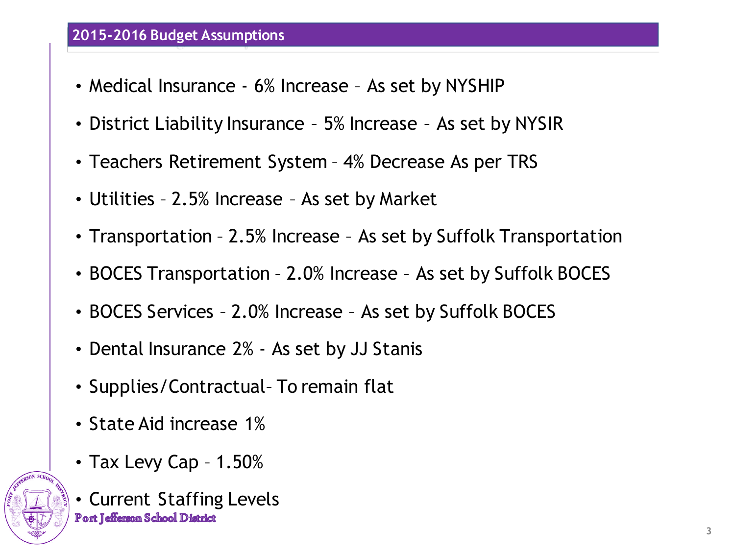## 2015-2016 Budget Assumptions

- Medical Insurance - 6% Increase – As set by NYSHIP
- District Liability Insurance – 5% Increase – As set by NYSIR
- Teachers Retirement System – 4% Decrease As per TRS
- Utilities – 2.5% Increase – As set by Market
- Transportation – 2.5% Increase – As set by Suffolk Transportation
- BOCES Transportation – 2.0% Increase – As set by Suffolk BOCES
- BOCES Services – 2.0% Increase – As set by Suffolk BOCES
- Dental Insurance 2% - As set by JJ Stanis
- Supplies/Contractual– To remain flat
- State Aid increase 1%
- Tax Levy Cap – 1.50%
- Current Staffing Levels

Port Jefferson School District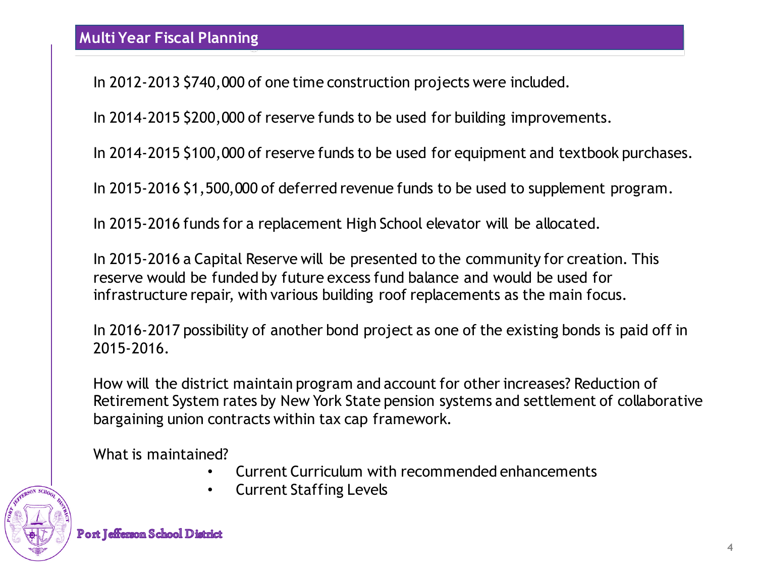## Multi Year Fiscal Planning

In 2012-2013 $740,000 of one time construction projects were included.

In 2014-2015 $200,000 of reserve funds to be used for building improvements.

In 2014-2015 $100,000 of reserve funds to be used for equipment and textbook purchases.

In 2015-2016 $1,500,000 of deferred revenue funds to be used to supplement program.

In 2015-2016 funds for a replacement High School elevator will be allocated.

In 2015-2016 a Capital Reserve will be presented to the community for creation. This reserve would be funded by future excess fund balance and would be used for infrastructure repair, with various building roof replacements as the main focus.

In 2016-2017 possibility of another bond project as one of the existing bonds is paid off in 2015-2016.

How will the district maintain program and account for other increases? Reduction of Retirement System rates by New York State pension systems and settlement of collaborative bargaining union contracts within tax cap framework.

What is maintained?

- Current Curriculum with recommended enhancements
- Current Staffing Levels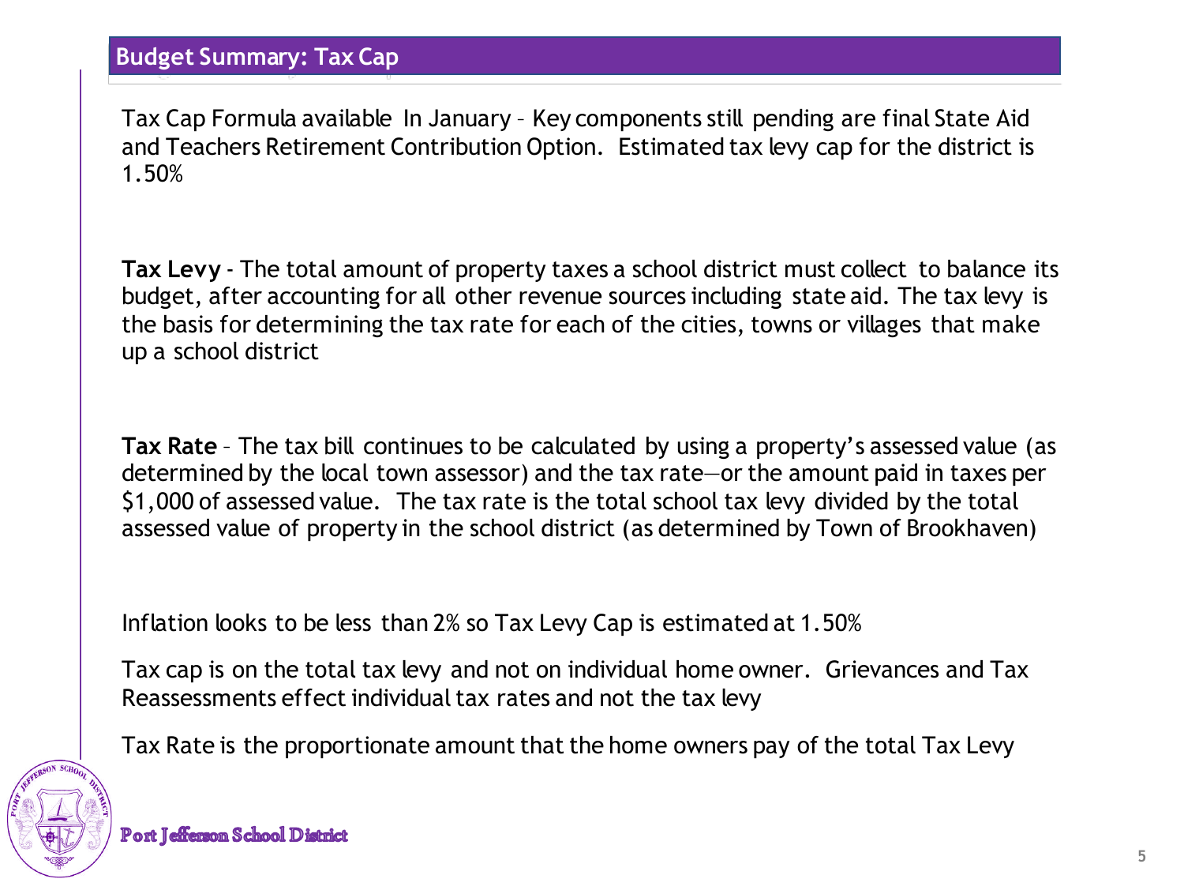## Budget Summary: Tax Cap

Tax Cap Formula available In January – Key components still pending are final State Aid and Teachers Retirement Contribution Option. Estimated tax levy cap for the district is 1.50%

**Tax Levy** - The total amount of property taxes a school district must collect to balance its budget, after accounting for all other revenue sources including state aid. The tax levy is the basis for determining the tax rate for each of the cities, towns or villages that make up a school district

**Tax Rate** – The tax bill continues to be calculated by using a property's assessed value (as determined by the local town assessor) and the tax rate—or the amount paid in taxes per $1,000 of assessed value. The tax rate is the total school tax levy divided by the total assessed value of property in the school district (as determined by Town of Brookhaven)

Inflation looks to be less than 2% so Tax Levy Cap is estimated at 1.50%

Tax cap is on the total tax levy and not on individual home owner. Grievances and Tax Reassessments effect individual tax rates and not the tax levy

Tax Rate is the proportionate amount that the home owners pay of the total Tax Levy

Port Jefferson School District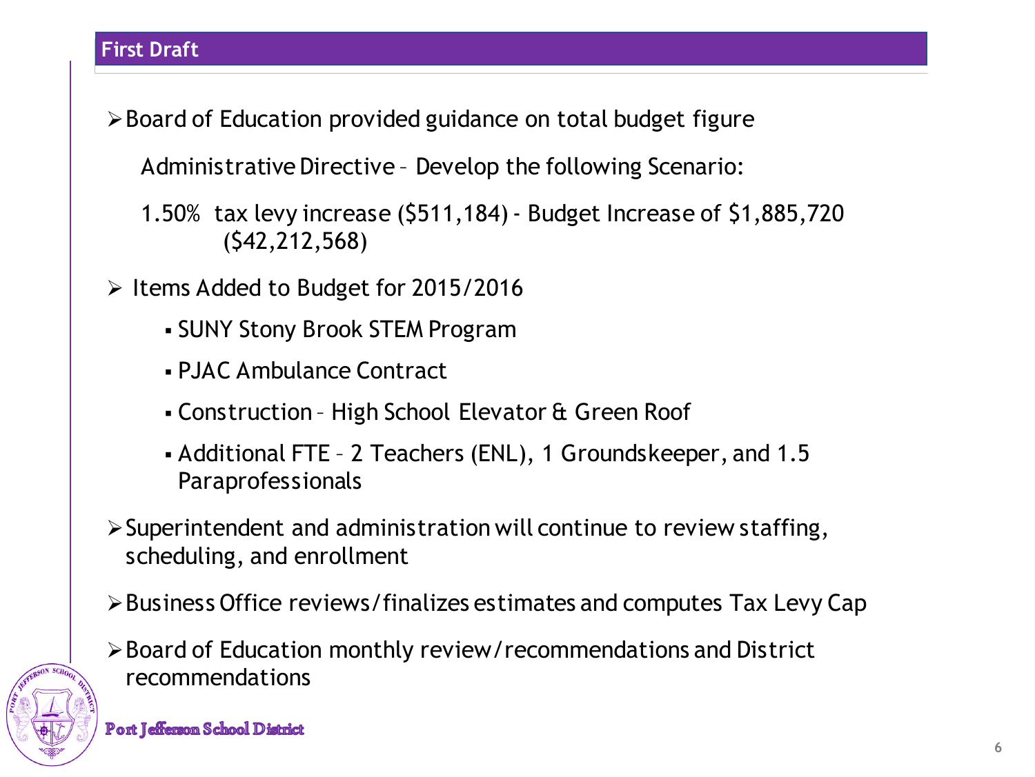## First Draft

- Board of Education provided guidance on total budget figure

  Administrative Directive – Develop the following Scenario:

  1.50% tax levy increase ($511,184) - Budget Increase of $1,885,720 ($42,212,568)

- Items Added to Budget for 2015/2016
  - SUNY Stony Brook STEM Program
  - PJAC Ambulance Contract
  - Construction – High School Elevator & Green Roof
  - Additional FTE – 2 Teachers (ENL), 1 Groundskeeper, and 1.5 Paraprofessionals

- Superintendent and administration will continue to review staffing, scheduling, and enrollment

- Business Office reviews/finalizes estimates and computes Tax Levy Cap

- Board of Education monthly review/recommendations and District recommendations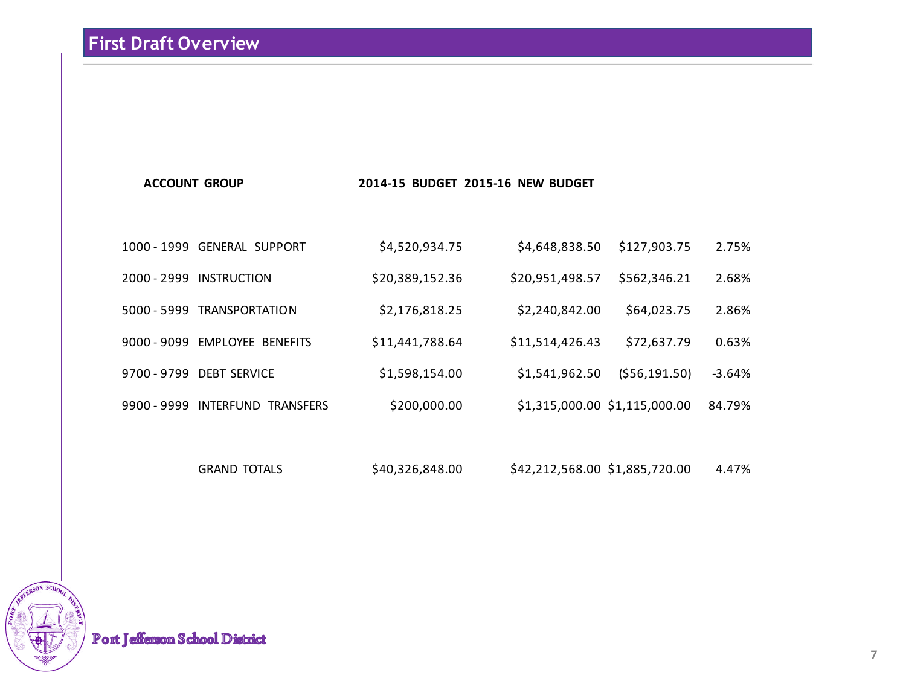## First Draft Overview

| ACCOUNT GROUP | | 2014-15 BUDGET | 2015-16 NEW BUDGET | | |
|---|---|---|---|---|---|
| 1000 - 1999 | GENERAL SUPPORT | $4,520,934.75 | $4,648,838.50 | $127,903.75 | 2.75% |
| 2000 - 2999 | INSTRUCTION | $20,389,152.36 | $20,951,498.57 | $562,346.21 | 2.68% |
| 5000 - 5999 | TRANSPORTATION | $2,176,818.25 | $2,240,842.00 | $64,023.75 | 2.86% |
| 9000 - 9099 | EMPLOYEE BENEFITS | $11,441,788.64 | $11,514,426.43 | $72,637.79 | 0.63% |
| 9700 - 9799 | DEBT SERVICE | $1,598,154.00 | $1,541,962.50 | ($56,191.50) | -3.64% |
| 9900 - 9999 | INTERFUND TRANSFERS | $200,000.00 | $1,315,000.00 | $1,115,000.00 | 84.79% |
| | GRAND TOTALS | $40,326,848.00 | $42,212,568.00 | $1,885,720.00 | 4.47% |

Port Jefferson School District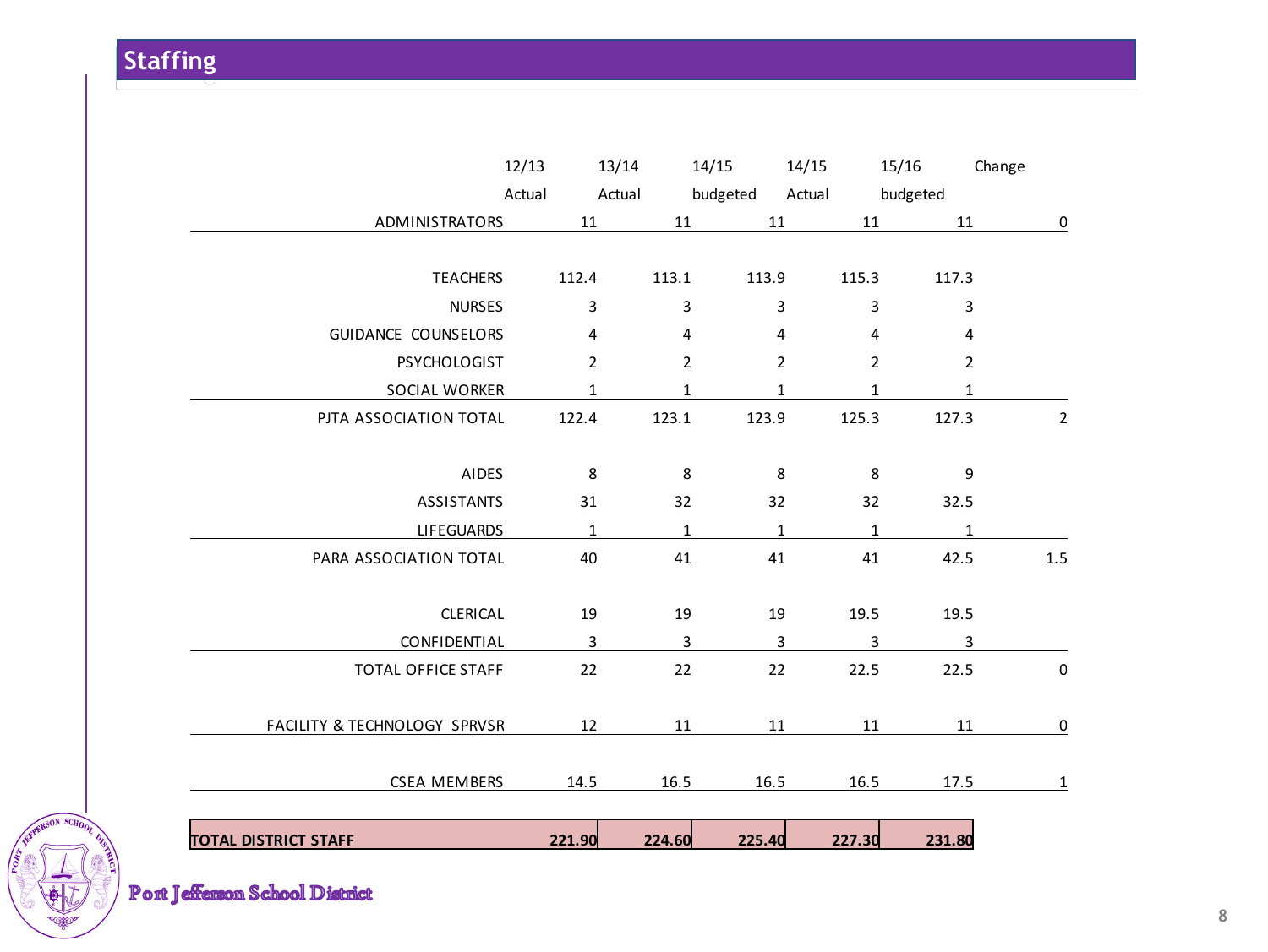## Staffing

| | 12/13 Actual | 13/14 Actual | 14/15 budgeted | 14/15 Actual | 15/16 budgeted | Change |
|---|---|---|---|---|---|---|
| ADMINISTRATORS | 11 | 11 | 11 | 11 | 11 | 0 |
| TEACHERS | 112.4 | 113.1 | 113.9 | 115.3 | 117.3 | |
| NURSES | 3 | 3 | 3 | 3 | 3 | |
| GUIDANCE COUNSELORS | 4 | 4 | 4 | 4 | 4 | |
| PSYCHOLOGIST | 2 | 2 | 2 | 2 | 2 | |
| SOCIAL WORKER | 1 | 1 | 1 | 1 | 1 | |
| PJTA ASSOCIATION TOTAL | 122.4 | 123.1 | 123.9 | 125.3 | 127.3 | 2 |
| AIDES | 8 | 8 | 8 | 8 | 9 | |
| ASSISTANTS | 31 | 32 | 32 | 32 | 32.5 | |
| LIFEGUARDS | 1 | 1 | 1 | 1 | 1 | |
| PARA ASSOCIATION TOTAL | 40 | 41 | 41 | 41 | 42.5 | 1.5 |
| CLERICAL | 19 | 19 | 19 | 19.5 | 19.5 | |
| CONFIDENTIAL | 3 | 3 | 3 | 3 | 3 | |
| TOTAL OFFICE STAFF | 22 | 22 | 22 | 22.5 | 22.5 | 0 |
| FACILITY & TECHNOLOGY SPRVSR | 12 | 11 | 11 | 11 | 11 | 0 |
| CSEA MEMBERS | 14.5 | 16.5 | 16.5 | 16.5 | 17.5 | 1 |
| **TOTAL DISTRICT STAFF** | **221.90** | **224.60** | **225.40** | **227.30** | **231.80** | |

Port Jefferson School District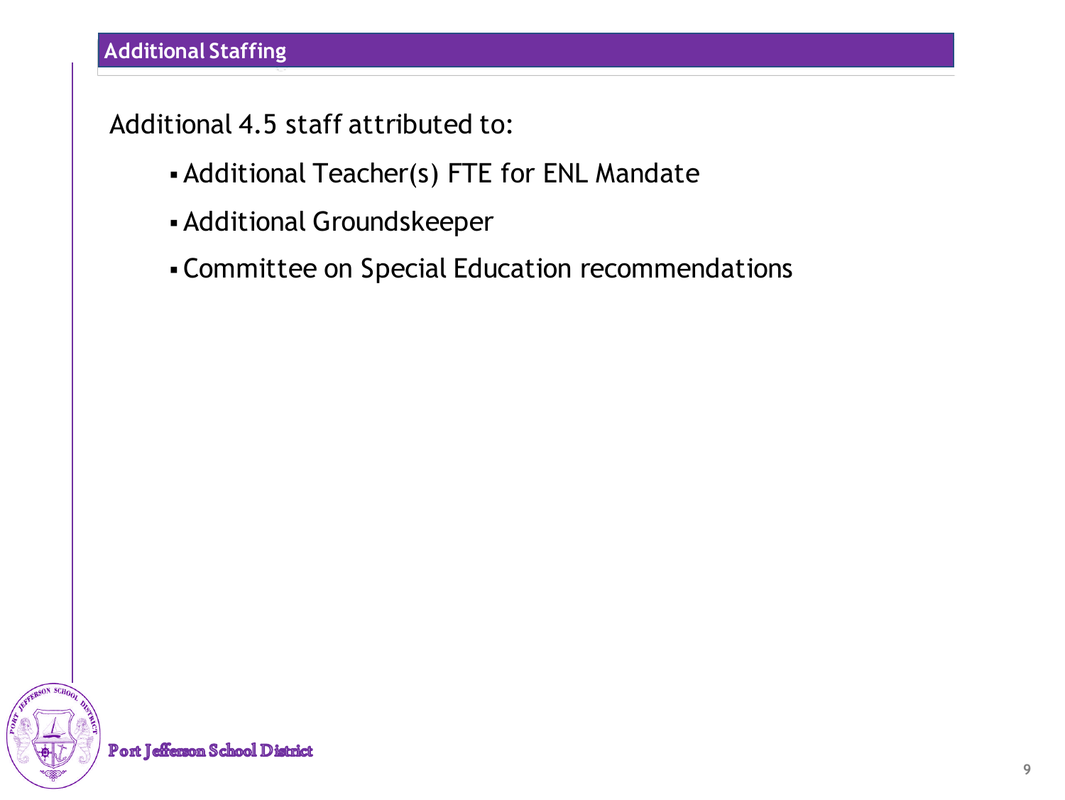## Additional Staffing

Additional 4.5 staff attributed to:

- Additional Teacher(s) FTE for ENL Mandate
- Additional Groundskeeper
- Committee on Special Education recommendations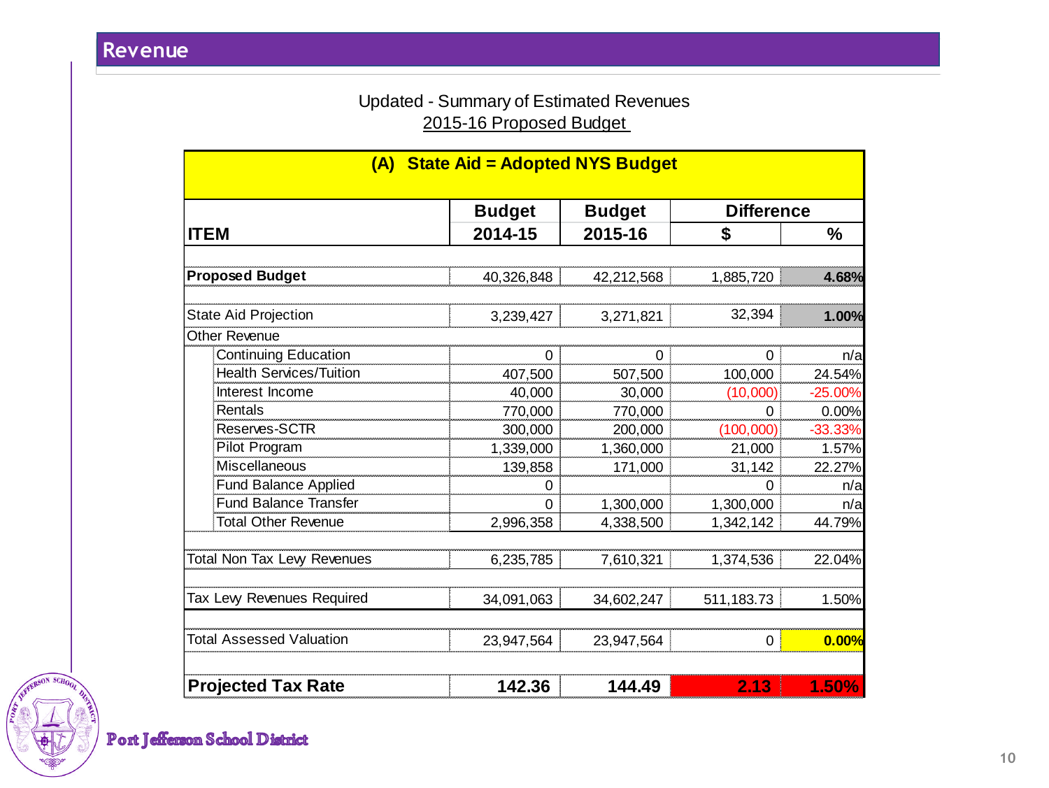## Revenue

Updated - Summary of Estimated Revenues

2015-16 Proposed Budget

| (A) State Aid = Adopted NYS Budget | | | | |
|---|---|---|---|---|
| | Budget | Budget | Difference | |
| ITEM | 2014-15 | 2015-16 | $ | % |
| **Proposed Budget** | 40,326,848 | 42,212,568 | 1,885,720 | **4.68%** |
| State Aid Projection | 3,239,427 | 3,271,821 | 32,394 | **1.00%** |
| Other Revenue | | | | |
| Continuing Education | 0 | 0 | 0 | n/a |
| Health Services/Tuition | 407,500 | 507,500 | 100,000 | 24.54% |
| Interest Income | 40,000 | 30,000 | (10,000) | -25.00% |
| Rentals | 770,000 | 770,000 | 0 | 0.00% |
| Reserves-SCTR | 300,000 | 200,000 | (100,000) | -33.33% |
| Pilot Program | 1,339,000 | 1,360,000 | 21,000 | 1.57% |
| Miscellaneous | 139,858 | 171,000 | 31,142 | 22.27% |
| Fund Balance Applied | 0 | | 0 | n/a |
| Fund Balance Transfer | 0 | 1,300,000 | 1,300,000 | n/a |
| Total Other Revenue | 2,996,358 | 4,338,500 | 1,342,142 | 44.79% |
| Total Non Tax Levy Revenues | 6,235,785 | 7,610,321 | 1,374,536 | 22.04% |
| Tax Levy Revenues Required | 34,091,063 | 34,602,247 | 511,183.73 | 1.50% |
| Total Assessed Valuation | 23,947,564 | 23,947,564 | 0 | **0.00%** |
| **Projected Tax Rate** | **142.36** | **144.49** | **2.13** | **1.50%** |

Port Jefferson School District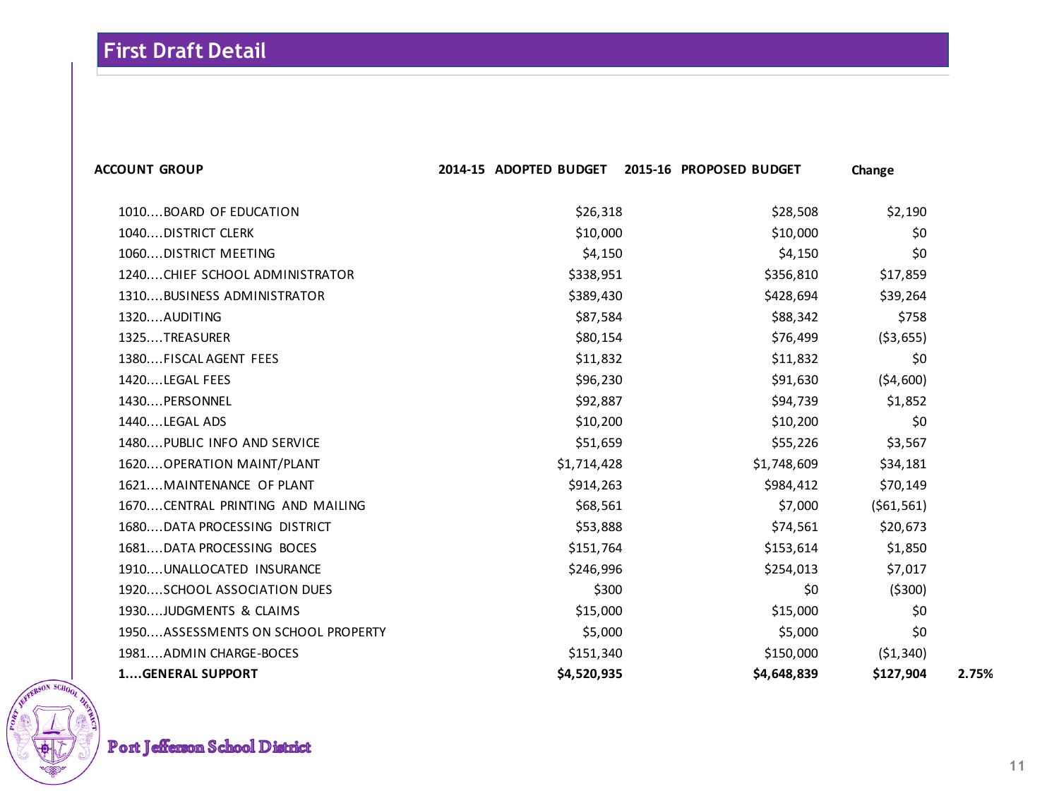## First Draft Detail

| ACCOUNT GROUP | 2014-15 ADOPTED BUDGET | 2015-16 PROPOSED BUDGET | Change | |
|---|---|---|---|---|
| 1010....BOARD OF EDUCATION | $26,318 | $28,508 | $2,190 | |
| 1040....DISTRICT CLERK | $10,000 | $10,000 | $0 | |
| 1060....DISTRICT MEETING | $4,150 | $4,150 | $0 | |
| 1240....CHIEF SCHOOL ADMINISTRATOR | $338,951 | $356,810 | $17,859 | |
| 1310....BUSINESS ADMINISTRATOR | $389,430 | $428,694 | $39,264 | |
| 1320....AUDITING | $87,584 | $88,342 | $758 | |
| 1325....TREASURER | $80,154 | $76,499 | ($3,655) | |
| 1380....FISCAL AGENT FEES | $11,832 | $11,832 | $0 | |
| 1420....LEGAL FEES | $96,230 | $91,630 | ($4,600) | |
| 1430....PERSONNEL | $92,887 | $94,739 | $1,852 | |
| 1440....LEGAL ADS | $10,200 | $10,200 | $0 | |
| 1480....PUBLIC INFO AND SERVICE | $51,659 | $55,226 | $3,567 | |
| 1620....OPERATION MAINT/PLANT | $1,714,428 | $1,748,609 | $34,181 | |
| 1621....MAINTENANCE OF PLANT | $914,263 | $984,412 | $70,149 | |
| 1670....CENTRAL PRINTING AND MAILING | $68,561 | $7,000 | ($61,561) | |
| 1680....DATA PROCESSING DISTRICT | $53,888 | $74,561 | $20,673 | |
| 1681....DATA PROCESSING BOCES | $151,764 | $153,614 | $1,850 | |
| 1910....UNALLOCATED INSURANCE | $246,996 | $254,013 | $7,017 | |
| 1920....SCHOOL ASSOCIATION DUES | $300 | $0 | ($300) | |
| 1930....JUDGMENTS & CLAIMS | $15,000 | $15,000 | $0 | |
| 1950....ASSESSMENTS ON SCHOOL PROPERTY | $5,000 | $5,000 | $0 | |
| 1981....ADMIN CHARGE-BOCES | $151,340 | $150,000 | ($1,340) | |
| **1....GENERAL SUPPORT** | **$4,520,935** | **$4,648,839** | **$127,904** | **2.75%** |

Port Jefferson School District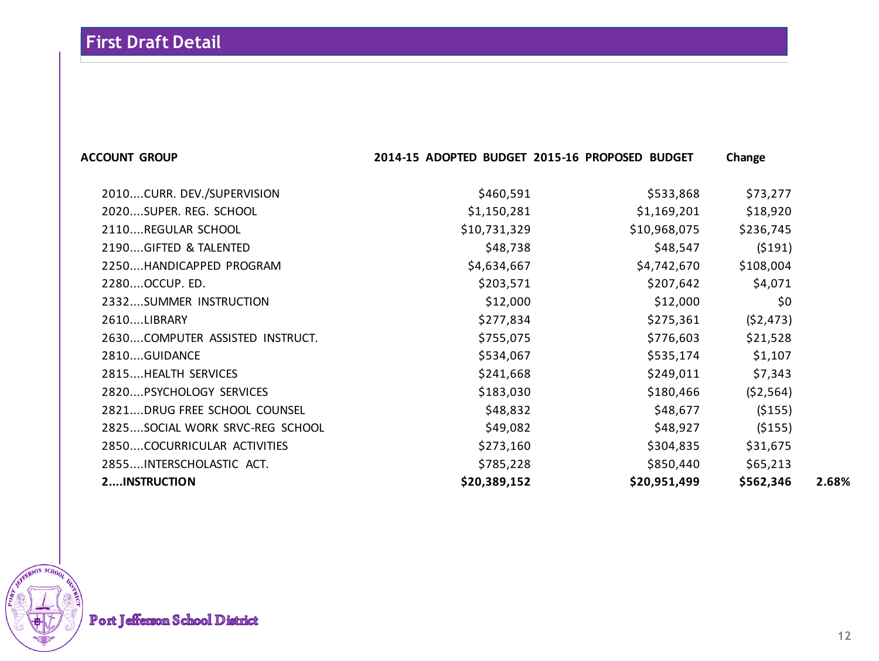## First Draft Detail

| ACCOUNT GROUP | 2014-15 ADOPTED BUDGET | 2015-16 PROPOSED BUDGET | Change | |
|---|---|---|---|---|
| 2010....CURR. DEV./SUPERVISION | $460,591 | $533,868 | $73,277 | |
| 2020....SUPER. REG. SCHOOL | $1,150,281 | $1,169,201 | $18,920 | |
| 2110....REGULAR SCHOOL | $10,731,329 | $10,968,075 | $236,745 | |
| 2190....GIFTED & TALENTED | $48,738 | $48,547 | ($191) | |
| 2250....HANDICAPPED PROGRAM | $4,634,667 | $4,742,670 | $108,004 | |
| 2280....OCCUP. ED. | $203,571 | $207,642 | $4,071 | |
| 2332....SUMMER INSTRUCTION | $12,000 | $12,000 | $0 | |
| 2610....LIBRARY | $277,834 | $275,361 | ($2,473) | |
| 2630....COMPUTER ASSISTED INSTRUCT. | $755,075 | $776,603 | $21,528 | |
| 2810....GUIDANCE | $534,067 | $535,174 | $1,107 | |
| 2815....HEALTH SERVICES | $241,668 | $249,011 | $7,343 | |
| 2820....PSYCHOLOGY SERVICES | $183,030 | $180,466 | ($2,564) | |
| 2821....DRUG FREE SCHOOL COUNSEL | $48,832 | $48,677 | ($155) | |
| 2825....SOCIAL WORK SRVC-REG SCHOOL | $49,082 | $48,927 | ($155) | |
| 2850....COCURRICULAR ACTIVITIES | $273,160 | $304,835 | $31,675 | |
| 2855....INTERSCHOLASTIC ACT. | $785,228 | $850,440 | $65,213 | |
| **2....INSTRUCTION** | **$20,389,152** | **$20,951,499** | **$562,346** | **2.68%** |

Port Jefferson School District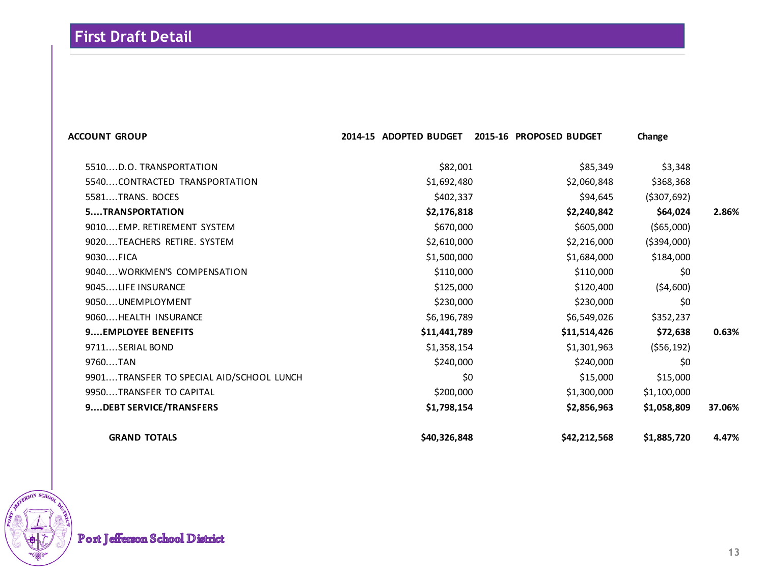## First Draft Detail

| ACCOUNT GROUP | 2014-15 ADOPTED BUDGET | 2015-16 PROPOSED BUDGET | Change | |
|---|---|---|---|---|
| 5510....D.O. TRANSPORTATION | $82,001 | $85,349 | $3,348 | |
| 5540....CONTRACTED TRANSPORTATION | $1,692,480 | $2,060,848 | $368,368 | |
| 5581....TRANS. BOCES | $402,337 | $94,645 | ($307,692) | |
| **5....TRANSPORTATION** | **$2,176,818** | **$2,240,842** | **$64,024** | **2.86%** |
| 9010....EMP. RETIREMENT SYSTEM | $670,000 | $605,000 | ($65,000) | |
| 9020....TEACHERS RETIRE. SYSTEM | $2,610,000 | $2,216,000 | ($394,000) | |
| 9030....FICA | $1,500,000 | $1,684,000 | $184,000 | |
| 9040....WORKMEN'S COMPENSATION | $110,000 | $110,000 | $0 | |
| 9045....LIFE INSURANCE | $125,000 | $120,400 | ($4,600) | |
| 9050....UNEMPLOYMENT | $230,000 | $230,000 | $0 | |
| 9060....HEALTH INSURANCE | $6,196,789 | $6,549,026 | $352,237 | |
| **9....EMPLOYEE BENEFITS** | **$11,441,789** | **$11,514,426** | **$72,638** | **0.63%** |
| 9711....SERIAL BOND | $1,358,154 | $1,301,963 | ($56,192) | |
| 9760....TAN | $240,000 | $240,000 | $0 | |
| 9901....TRANSFER TO SPECIAL AID/SCHOOL LUNCH | $0 | $15,000 | $15,000 | |
| 9950....TRANSFER TO CAPITAL | $200,000 | $1,300,000 | $1,100,000 | |
| **9....DEBT SERVICE/TRANSFERS** | **$1,798,154** | **$2,856,963** | **$1,058,809** | **37.06%** |
| **GRAND TOTALS** | **$40,326,848** | **$42,212,568** | **$1,885,720** | **4.47%** |

Port Jefferson School District